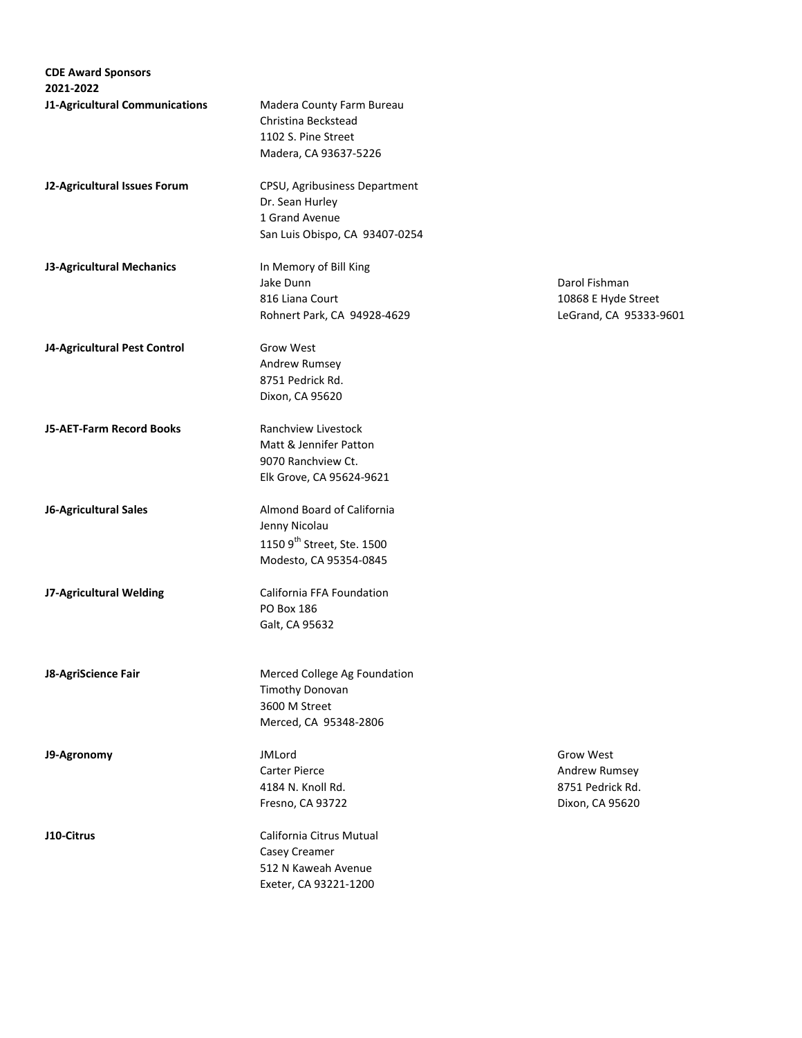**CDE Award Sponsors**
**2021-2022**

| | | |
|---|---|---|
| **J1-Agricultural Communications** | Madera County Farm Bureau<br>Christina Beckstead<br>1102 S. Pine Street<br>Madera, CA 93637-5226 | |
| **J2-Agricultural Issues Forum** | CPSU, Agribusiness Department<br>Dr. Sean Hurley<br>1 Grand Avenue<br>San Luis Obispo, CA 93407-0254 | |
| **J3-Agricultural Mechanics** | In Memory of Bill King<br>Jake Dunn<br>816 Liana Court<br>Rohnert Park, CA 94928-4629 | Darol Fishman<br>10868 E Hyde Street<br>LeGrand, CA 95333-9601 |
| **J4-Agricultural Pest Control** | Grow West<br>Andrew Rumsey<br>8751 Pedrick Rd.<br>Dixon, CA 95620 | |
| **J5-AET-Farm Record Books** | Ranchview Livestock<br>Matt & Jennifer Patton<br>9070 Ranchview Ct.<br>Elk Grove, CA 95624-9621 | |
| **J6-Agricultural Sales** | Almond Board of California<br>Jenny Nicolau<br>1150 9th Street, Ste. 1500<br>Modesto, CA 95354-0845 | |
| **J7-Agricultural Welding** | California FFA Foundation<br>PO Box 186<br>Galt, CA 95632 | |
| **J8-AgriScience Fair** | Merced College Ag Foundation<br>Timothy Donovan<br>3600 M Street<br>Merced, CA 95348-2806 | |
| **J9-Agronomy** | JMLord<br>Carter Pierce<br>4184 N. Knoll Rd.<br>Fresno, CA 93722 | Grow West<br>Andrew Rumsey<br>8751 Pedrick Rd.<br>Dixon, CA 95620 |
| **J10-Citrus** | California Citrus Mutual<br>Casey Creamer<br>512 N Kaweah Avenue<br>Exeter, CA 93221-1200 | |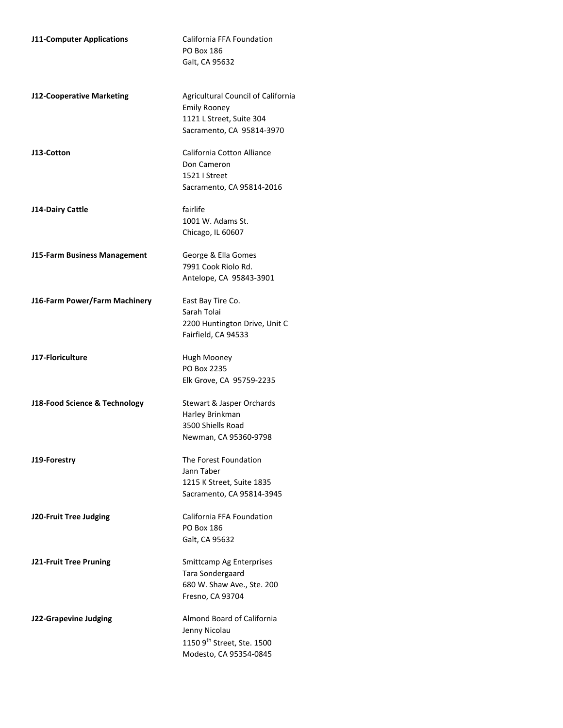**J11-Computer Applications**

California FFA Foundation
PO Box 186
Galt, CA 95632

**J12-Cooperative Marketing**

Agricultural Council of California
Emily Rooney
1121 L Street, Suite 304
Sacramento, CA 95814-3970

**J13-Cotton**

California Cotton Alliance
Don Cameron
1521 I Street
Sacramento, CA 95814-2016

**J14-Dairy Cattle**

fairlife
1001 W. Adams St.
Chicago, IL 60607

**J15-Farm Business Management**

George & Ella Gomes
7991 Cook Riolo Rd.
Antelope, CA 95843-3901

**J16-Farm Power/Farm Machinery**

East Bay Tire Co.
Sarah Tolai
2200 Huntington Drive, Unit C
Fairfield, CA 94533

**J17-Floriculture**

Hugh Mooney
PO Box 2235
Elk Grove, CA 95759-2235

**J18-Food Science & Technology**

Stewart & Jasper Orchards
Harley Brinkman
3500 Shiells Road
Newman, CA 95360-9798

**J19-Forestry**

The Forest Foundation
Jann Taber
1215 K Street, Suite 1835
Sacramento, CA 95814-3945

**J20-Fruit Tree Judging**

California FFA Foundation
PO Box 186
Galt, CA 95632

**J21-Fruit Tree Pruning**

Smittcamp Ag Enterprises
Tara Sondergaard
680 W. Shaw Ave., Ste. 200
Fresno, CA 93704

**J22-Grapevine Judging**

Almond Board of California
Jenny Nicolau
1150 9th Street, Ste. 1500
Modesto, CA 95354-0845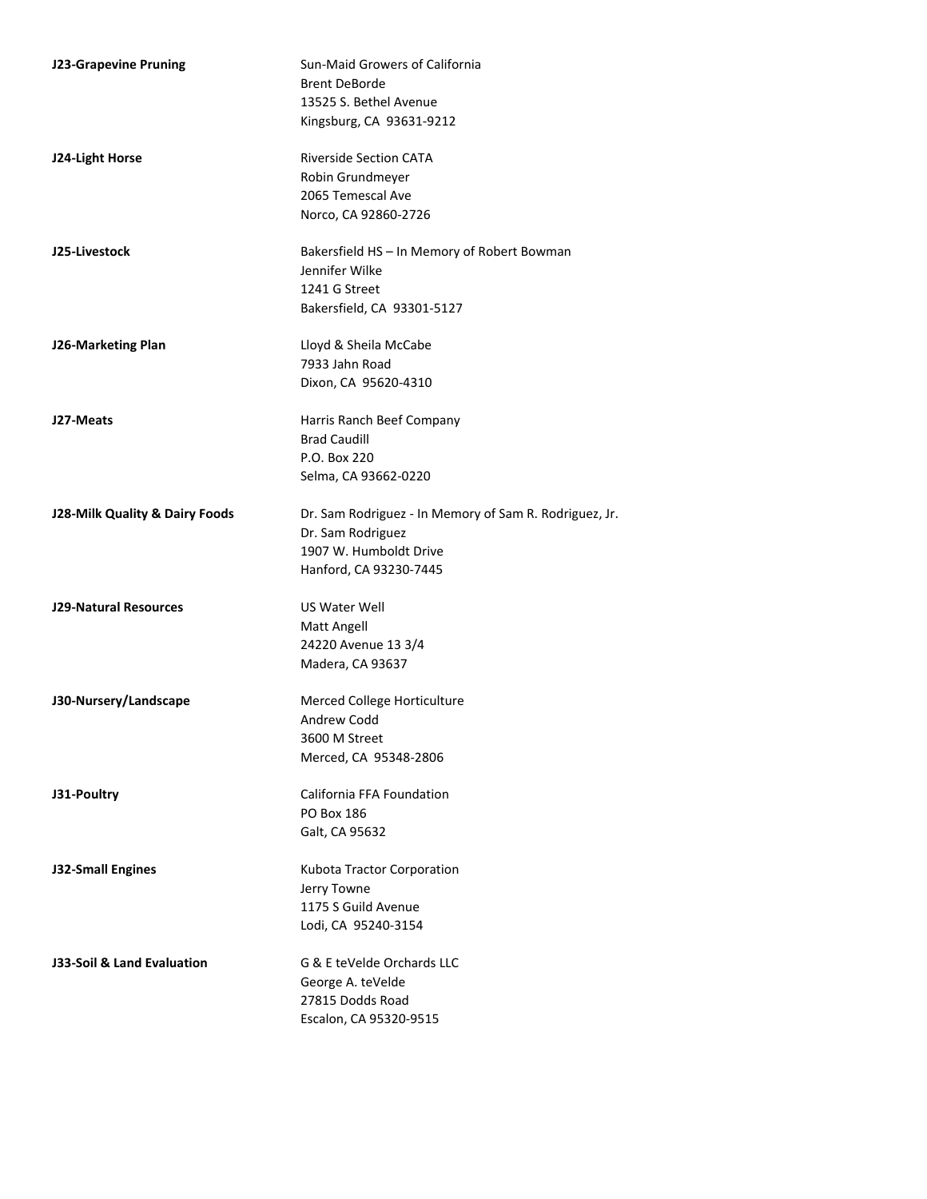**J23-Grapevine Pruning**

Sun-Maid Growers of California
Brent DeBorde
13525 S. Bethel Avenue
Kingsburg, CA 93631-9212

**J24-Light Horse**

Riverside Section CATA
Robin Grundmeyer
2065 Temescal Ave
Norco, CA 92860-2726

**J25-Livestock**

Bakersfield HS – In Memory of Robert Bowman
Jennifer Wilke
1241 G Street
Bakersfield, CA 93301-5127

**J26-Marketing Plan**

Lloyd & Sheila McCabe
7933 Jahn Road
Dixon, CA 95620-4310

**J27-Meats**

Harris Ranch Beef Company
Brad Caudill
P.O. Box 220
Selma, CA 93662-0220

**J28-Milk Quality & Dairy Foods**

Dr. Sam Rodriguez - In Memory of Sam R. Rodriguez, Jr.
Dr. Sam Rodriguez
1907 W. Humboldt Drive
Hanford, CA 93230-7445

**J29-Natural Resources**

US Water Well
Matt Angell
24220 Avenue 13 3/4
Madera, CA 93637

**J30-Nursery/Landscape**

Merced College Horticulture
Andrew Codd
3600 M Street
Merced, CA 95348-2806

**J31-Poultry**

California FFA Foundation
PO Box 186
Galt, CA 95632

**J32-Small Engines**

Kubota Tractor Corporation
Jerry Towne
1175 S Guild Avenue
Lodi, CA 95240-3154

**J33-Soil & Land Evaluation**

G & E teVelde Orchards LLC
George A. teVelde
27815 Dodds Road
Escalon, CA 95320-9515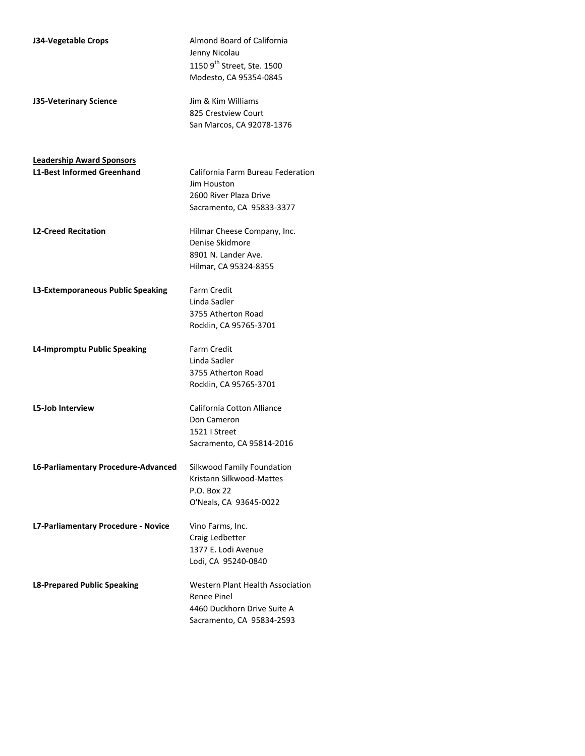**J34-Vegetable Crops**

Almond Board of California
Jenny Nicolau
1150 9th Street, Ste. 1500
Modesto, CA 95354-0845

**J35-Veterinary Science**

Jim & Kim Williams
825 Crestview Court
San Marcos, CA 92078-1376

**<u>Leadership Award Sponsors</u>**

**L1-Best Informed Greenhand**

California Farm Bureau Federation
Jim Houston
2600 River Plaza Drive
Sacramento, CA 95833-3377

**L2-Creed Recitation**

Hilmar Cheese Company, Inc.
Denise Skidmore
8901 N. Lander Ave.
Hilmar, CA 95324-8355

**L3-Extemporaneous Public Speaking**

Farm Credit
Linda Sadler
3755 Atherton Road
Rocklin, CA 95765-3701

**L4-Impromptu Public Speaking**

Farm Credit
Linda Sadler
3755 Atherton Road
Rocklin, CA 95765-3701

**L5-Job Interview**

California Cotton Alliance
Don Cameron
1521 I Street
Sacramento, CA 95814-2016

**L6-Parliamentary Procedure-Advanced**

Silkwood Family Foundation
Kristann Silkwood-Mattes
P.O. Box 22
O'Neals, CA 93645-0022

**L7-Parliamentary Procedure - Novice**

Vino Farms, Inc.
Craig Ledbetter
1377 E. Lodi Avenue
Lodi, CA 95240-0840

**L8-Prepared Public Speaking**

Western Plant Health Association
Renee Pinel
4460 Duckhorn Drive Suite A
Sacramento, CA 95834-2593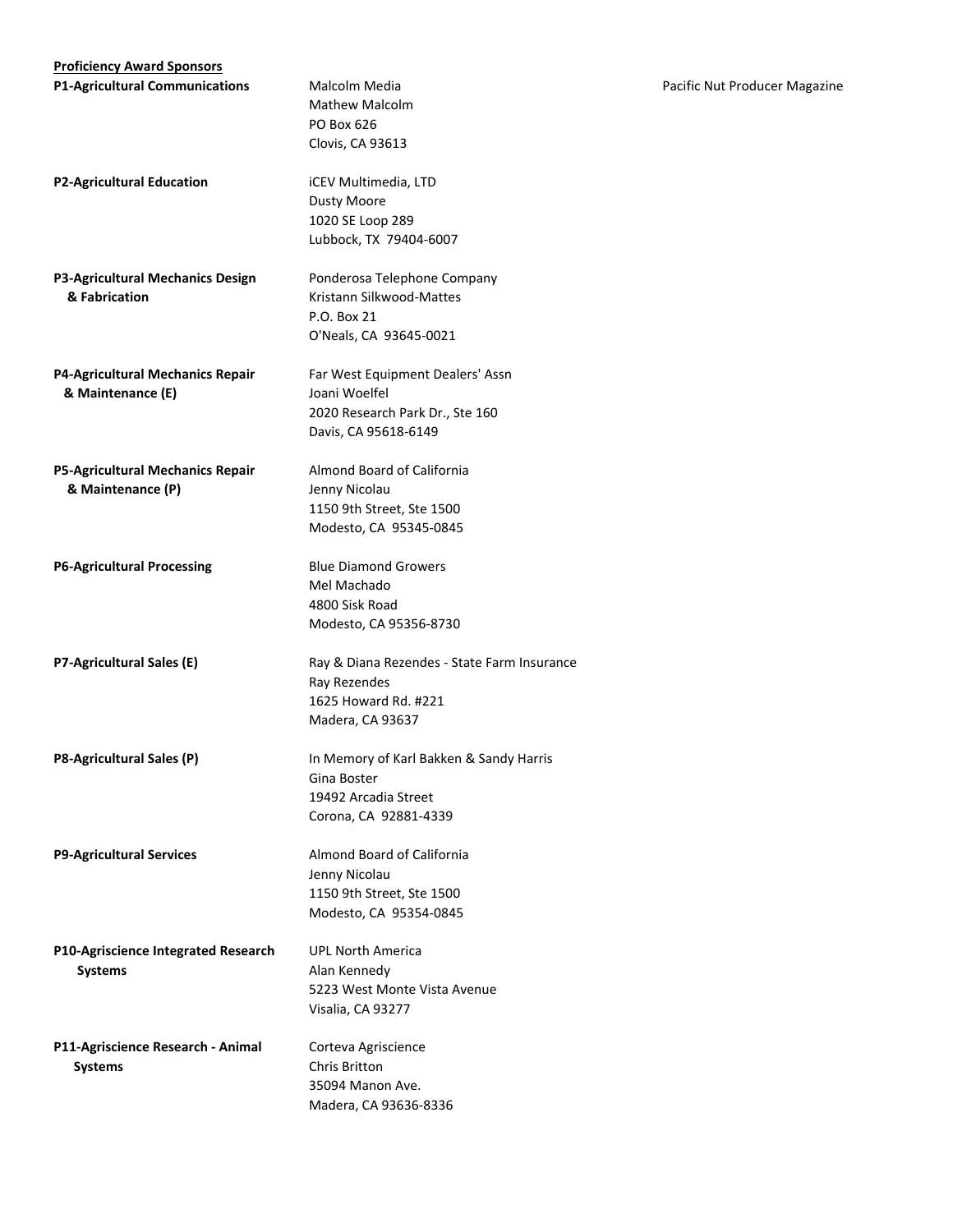**Proficiency Award Sponsors**

**P1-Agricultural Communications**

Malcolm Media
Mathew Malcolm
PO Box 626
Clovis, CA 93613

Pacific Nut Producer Magazine

**P2-Agricultural Education**

iCEV Multimedia, LTD
Dusty Moore
1020 SE Loop 289
Lubbock, TX 79404-6007

**P3-Agricultural Mechanics Design & Fabrication**

Ponderosa Telephone Company
Kristann Silkwood-Mattes
P.O. Box 21
O'Neals, CA 93645-0021

**P4-Agricultural Mechanics Repair & Maintenance (E)**

Far West Equipment Dealers' Assn
Joani Woelfel
2020 Research Park Dr., Ste 160
Davis, CA 95618-6149

**P5-Agricultural Mechanics Repair & Maintenance (P)**

Almond Board of California
Jenny Nicolau
1150 9th Street, Ste 1500
Modesto, CA 95345-0845

**P6-Agricultural Processing**

Blue Diamond Growers
Mel Machado
4800 Sisk Road
Modesto, CA 95356-8730

**P7-Agricultural Sales (E)**

Ray & Diana Rezendes - State Farm Insurance
Ray Rezendes
1625 Howard Rd. #221
Madera, CA 93637

**P8-Agricultural Sales (P)**

In Memory of Karl Bakken & Sandy Harris
Gina Boster
19492 Arcadia Street
Corona, CA 92881-4339

**P9-Agricultural Services**

Almond Board of California
Jenny Nicolau
1150 9th Street, Ste 1500
Modesto, CA 95354-0845

**P10-Agriscience Integrated Research Systems**

UPL North America
Alan Kennedy
5223 West Monte Vista Avenue
Visalia, CA 93277

**P11-Agriscience Research - Animal Systems**

Corteva Agriscience
Chris Britton
35094 Manon Ave.
Madera, CA 93636-8336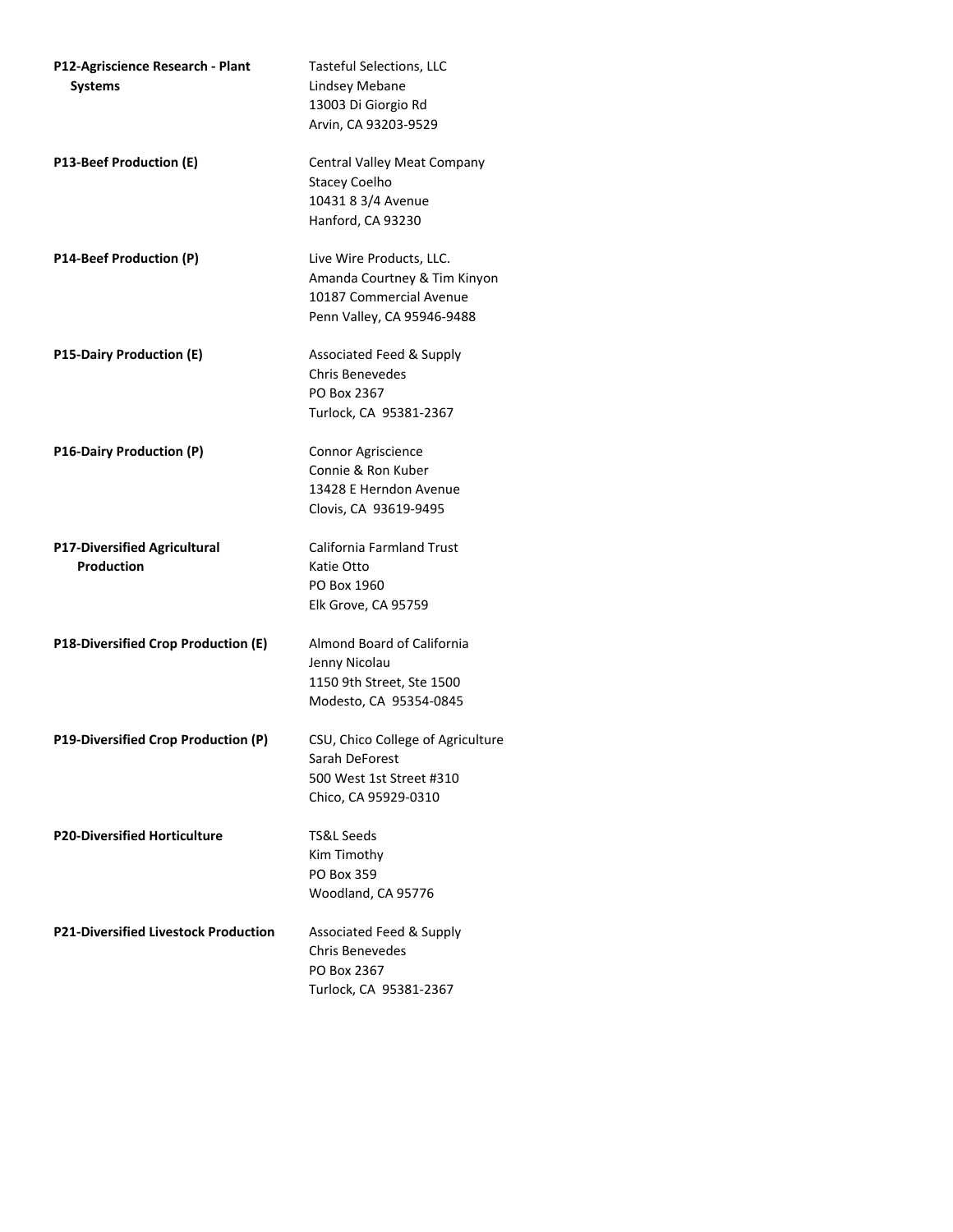**P12-Agriscience Research - Plant Systems**
Tasteful Selections, LLC
Lindsey Mebane
13003 Di Giorgio Rd
Arvin, CA 93203-9529

**P13-Beef Production (E)**
Central Valley Meat Company
Stacey Coelho
10431 8 3/4 Avenue
Hanford, CA 93230

**P14-Beef Production (P)**
Live Wire Products, LLC.
Amanda Courtney & Tim Kinyon
10187 Commercial Avenue
Penn Valley, CA 95946-9488

**P15-Dairy Production (E)**
Associated Feed & Supply
Chris Benevedes
PO Box 2367
Turlock, CA 95381-2367

**P16-Dairy Production (P)**
Connor Agriscience
Connie & Ron Kuber
13428 E Herndon Avenue
Clovis, CA 93619-9495

**P17-Diversified Agricultural Production**
California Farmland Trust
Katie Otto
PO Box 1960
Elk Grove, CA 95759

**P18-Diversified Crop Production (E)**
Almond Board of California
Jenny Nicolau
1150 9th Street, Ste 1500
Modesto, CA 95354-0845

**P19-Diversified Crop Production (P)**
CSU, Chico College of Agriculture
Sarah DeForest
500 West 1st Street #310
Chico, CA 95929-0310

**P20-Diversified Horticulture**
TS&L Seeds
Kim Timothy
PO Box 359
Woodland, CA 95776

**P21-Diversified Livestock Production**
Associated Feed & Supply
Chris Benevedes
PO Box 2367
Turlock, CA 95381-2367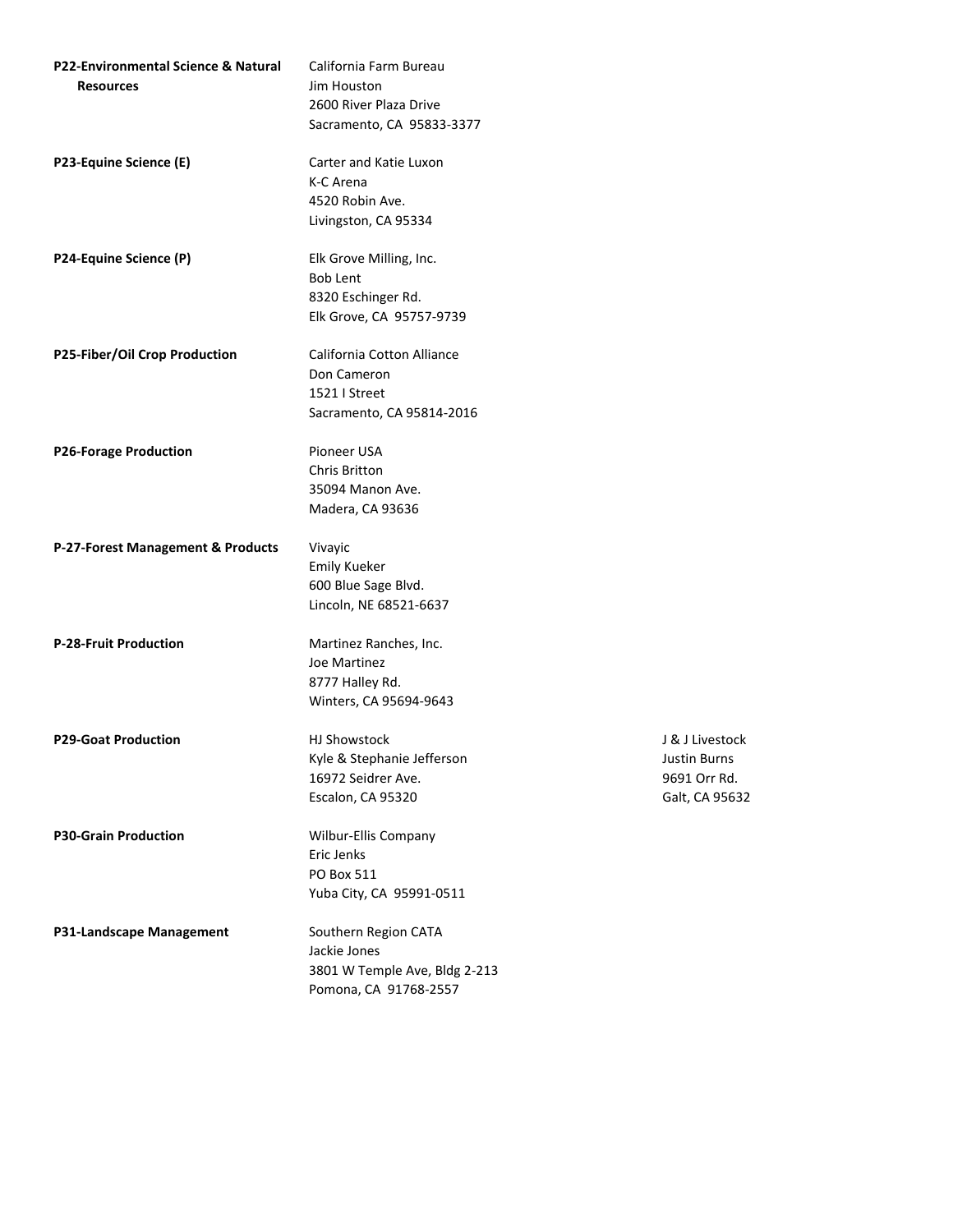| | | |
|---|---|---|
| **P22-Environmental Science & Natural Resources** | California Farm Bureau<br>Jim Houston<br>2600 River Plaza Drive<br>Sacramento, CA 95833-3377 | |
| **P23-Equine Science (E)** | Carter and Katie Luxon<br>K-C Arena<br>4520 Robin Ave.<br>Livingston, CA 95334 | |
| **P24-Equine Science (P)** | Elk Grove Milling, Inc.<br>Bob Lent<br>8320 Eschinger Rd.<br>Elk Grove, CA 95757-9739 | |
| **P25-Fiber/Oil Crop Production** | California Cotton Alliance<br>Don Cameron<br>1521 I Street<br>Sacramento, CA 95814-2016 | |
| **P26-Forage Production** | Pioneer USA<br>Chris Britton<br>35094 Manon Ave.<br>Madera, CA 93636 | |
| **P-27-Forest Management & Products** | Vivayic<br>Emily Kueker<br>600 Blue Sage Blvd.<br>Lincoln, NE 68521-6637 | |
| **P-28-Fruit Production** | Martinez Ranches, Inc.<br>Joe Martinez<br>8777 Halley Rd.<br>Winters, CA 95694-9643 | |
| **P29-Goat Production** | HJ Showstock<br>Kyle & Stephanie Jefferson<br>16972 Seidrer Ave.<br>Escalon, CA 95320 | J & J Livestock<br>Justin Burns<br>9691 Orr Rd.<br>Galt, CA 95632 |
| **P30-Grain Production** | Wilbur-Ellis Company<br>Eric Jenks<br>PO Box 511<br>Yuba City, CA 95991-0511 | |
| **P31-Landscape Management** | Southern Region CATA<br>Jackie Jones<br>3801 W Temple Ave, Bldg 2-213<br>Pomona, CA 91768-2557 | |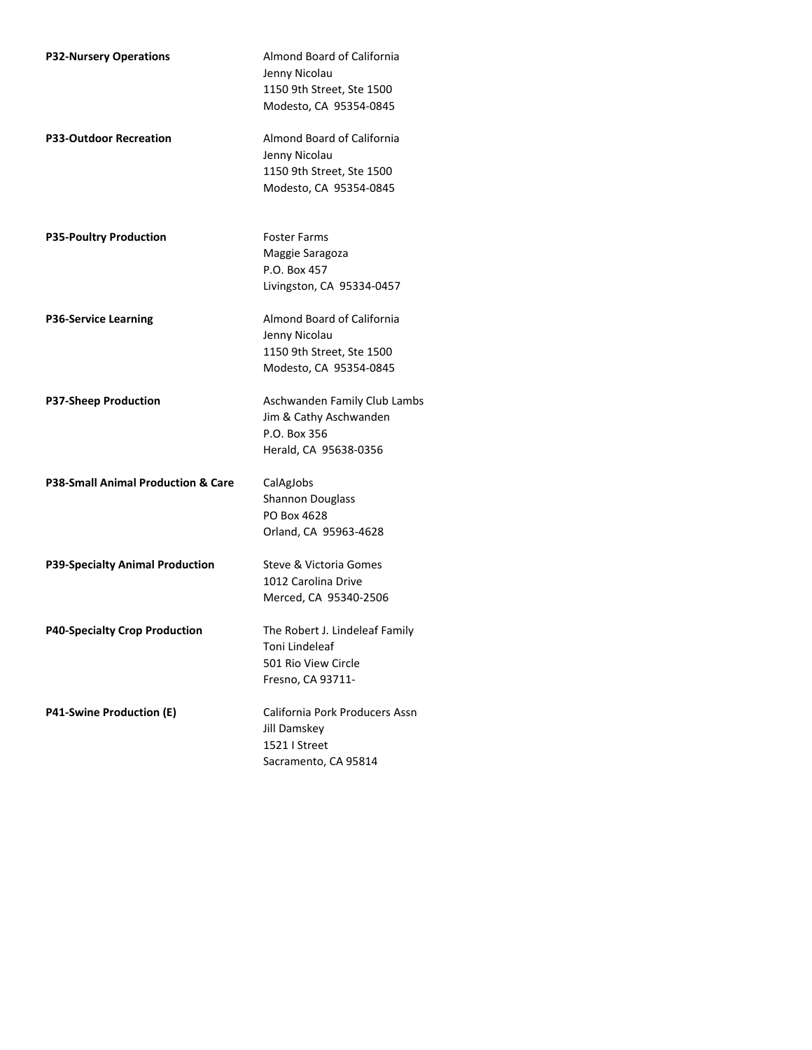**P32-Nursery Operations**

Almond Board of California
Jenny Nicolau
1150 9th Street, Ste 1500
Modesto, CA 95354-0845

**P33-Outdoor Recreation**

Almond Board of California
Jenny Nicolau
1150 9th Street, Ste 1500
Modesto, CA 95354-0845

**P35-Poultry Production**

Foster Farms
Maggie Saragoza
P.O. Box 457
Livingston, CA 95334-0457

**P36-Service Learning**

Almond Board of California
Jenny Nicolau
1150 9th Street, Ste 1500
Modesto, CA 95354-0845

**P37-Sheep Production**

Aschwanden Family Club Lambs
Jim & Cathy Aschwanden
P.O. Box 356
Herald, CA 95638-0356

**P38-Small Animal Production & Care**

CalAgJobs
Shannon Douglass
PO Box 4628
Orland, CA 95963-4628

**P39-Specialty Animal Production**

Steve & Victoria Gomes
1012 Carolina Drive
Merced, CA 95340-2506

**P40-Specialty Crop Production**

The Robert J. Lindeleaf Family
Toni Lindeleaf
501 Rio View Circle
Fresno, CA 93711-

**P41-Swine Production (E)**

California Pork Producers Assn
Jill Damskey
1521 I Street
Sacramento, CA 95814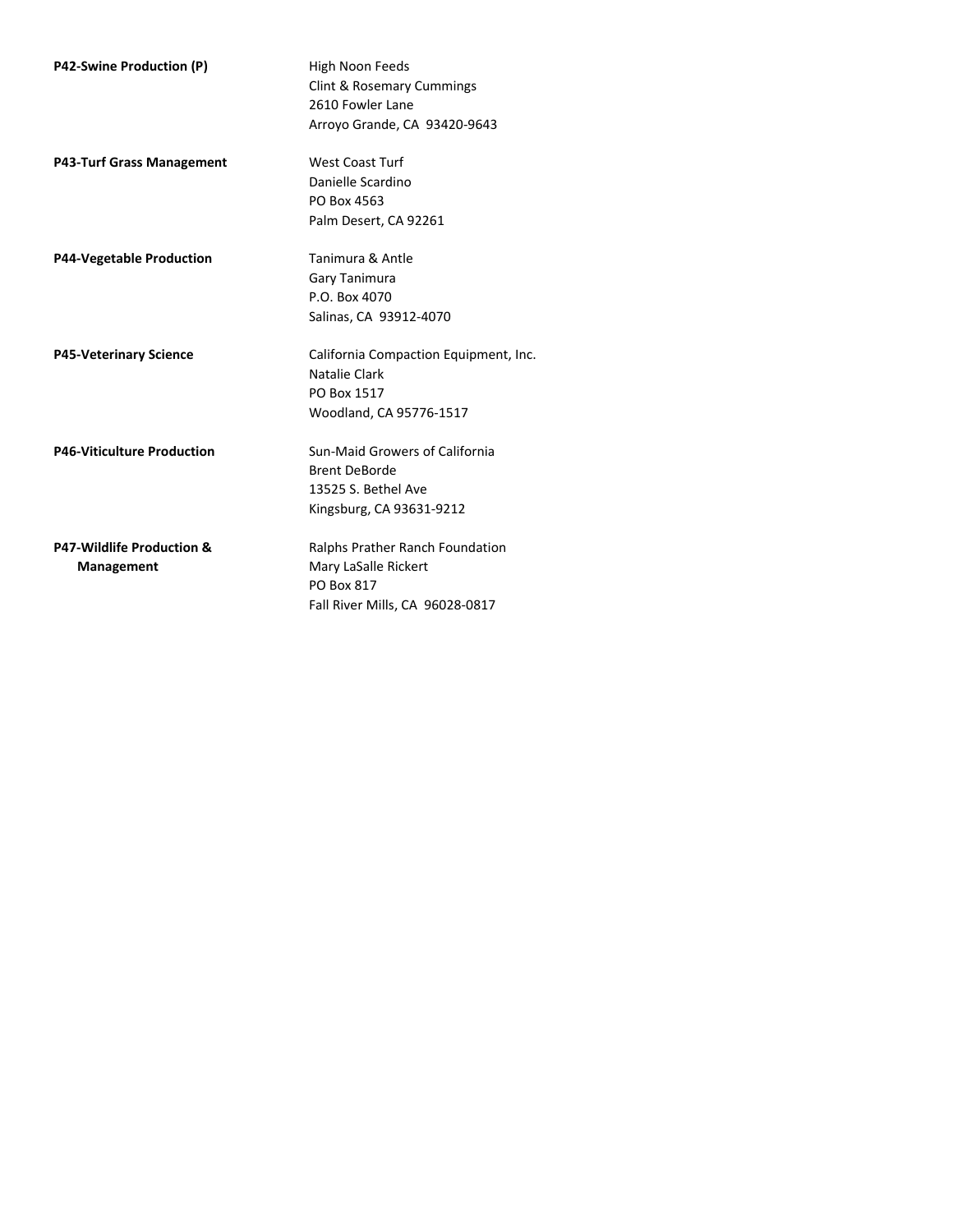**P42-Swine Production (P)**

High Noon Feeds
Clint & Rosemary Cummings
2610 Fowler Lane
Arroyo Grande, CA 93420-9643

**P43-Turf Grass Management**

West Coast Turf
Danielle Scardino
PO Box 4563
Palm Desert, CA 92261

**P44-Vegetable Production**

Tanimura & Antle
Gary Tanimura
P.O. Box 4070
Salinas, CA 93912-4070

**P45-Veterinary Science**

California Compaction Equipment, Inc.
Natalie Clark
PO Box 1517
Woodland, CA 95776-1517

**P46-Viticulture Production**

Sun-Maid Growers of California
Brent DeBorde
13525 S. Bethel Ave
Kingsburg, CA 93631-9212

**P47-Wildlife Production & Management**

Ralphs Prather Ranch Foundation
Mary LaSalle Rickert
PO Box 817
Fall River Mills, CA 96028-0817